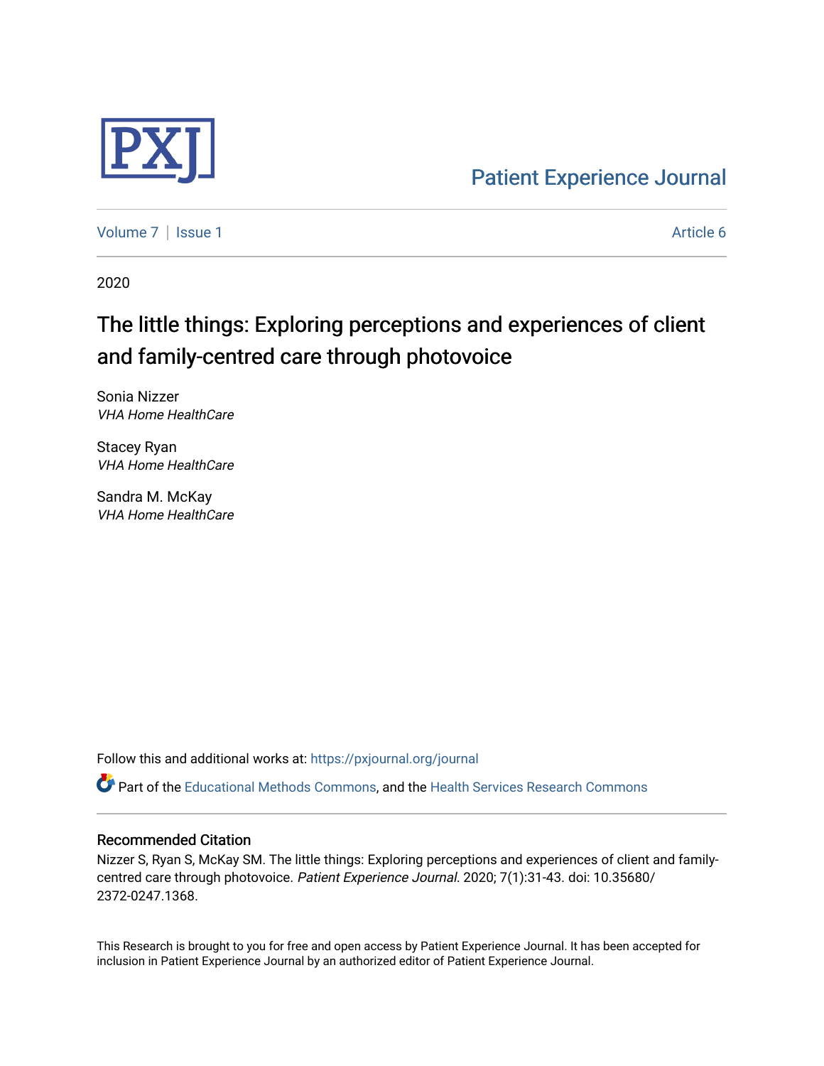PXJ

Patient Experience Journal

Volume 7 | Issue 1 Article 6

2020

# The little things: Exploring perceptions and experiences of client and family-centred care through photovoice

Sonia Nizzer
*VHA Home HealthCare*

Stacey Ryan
*VHA Home HealthCare*

Sandra M. McKay
*VHA Home HealthCare*

Follow this and additional works at: https://pxjournal.org/journal

Part of the Educational Methods Commons, and the Health Services Research Commons

## Recommended Citation

Nizzer S, Ryan S, McKay SM. The little things: Exploring perceptions and experiences of client and family-centred care through photovoice. *Patient Experience Journal*. 2020; 7(1):31-43. doi: 10.35680/2372-0247.1368.

This Research is brought to you for free and open access by Patient Experience Journal. It has been accepted for inclusion in Patient Experience Journal by an authorized editor of Patient Experience Journal.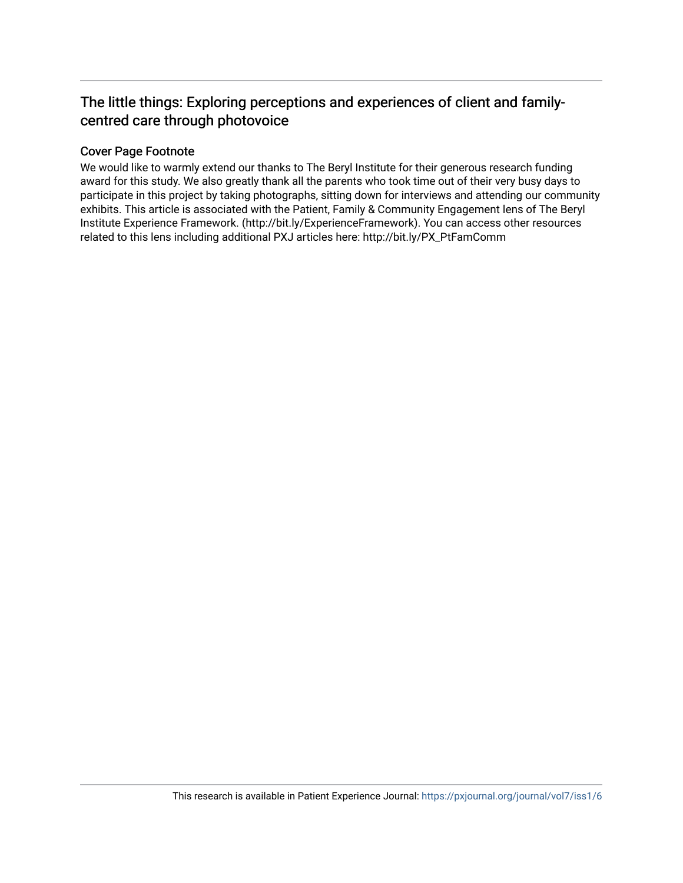## The little things: Exploring perceptions and experiences of client and family-centred care through photovoice

### Cover Page Footnote

We would like to warmly extend our thanks to The Beryl Institute for their generous research funding award for this study. We also greatly thank all the parents who took time out of their very busy days to participate in this project by taking photographs, sitting down for interviews and attending our community exhibits. This article is associated with the Patient, Family & Community Engagement lens of The Beryl Institute Experience Framework. (http://bit.ly/ExperienceFramework). You can access other resources related to this lens including additional PXJ articles here: http://bit.ly/PX_PtFamComm

This research is available in Patient Experience Journal: https://pxjournal.org/journal/vol7/iss1/6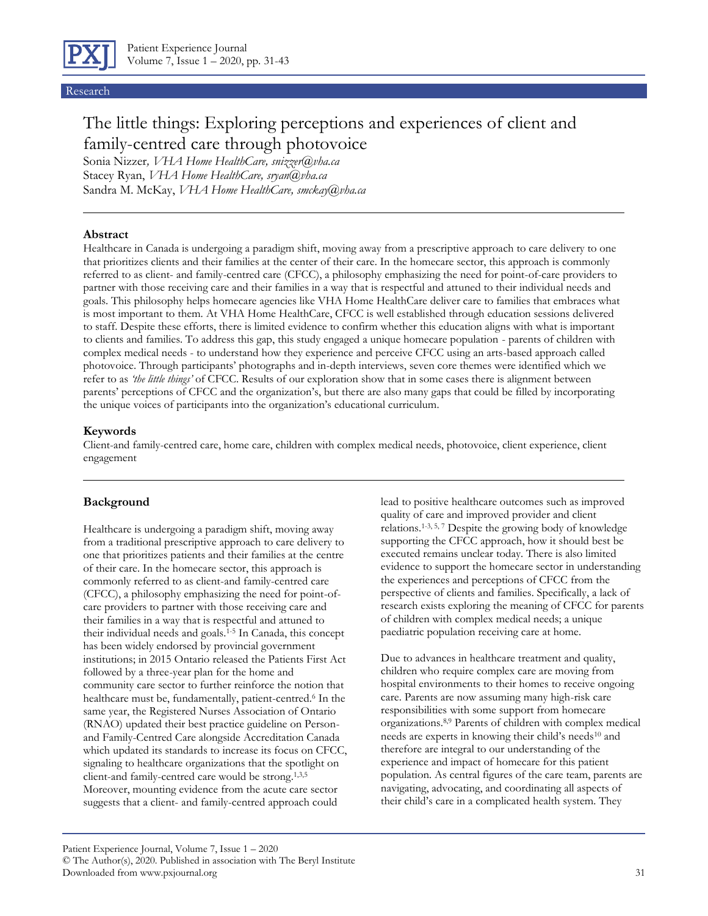Research

# The little things: Exploring perceptions and experiences of client and family-centred care through photovoice

Sonia Nizzer, *VHA Home HealthCare, snizzer@vha.ca*
Stacey Ryan, *VHA Home HealthCare, sryan@vha.ca*
Sandra M. McKay, *VHA Home HealthCare, smckay@vha.ca*

---

### Abstract

Healthcare in Canada is undergoing a paradigm shift, moving away from a prescriptive approach to care delivery to one that prioritizes clients and their families at the center of their care. In the homecare sector, this approach is commonly referred to as client- and family-centred care (CFCC), a philosophy emphasizing the need for point-of-care providers to partner with those receiving care and their families in a way that is respectful and attuned to their individual needs and goals. This philosophy helps homecare agencies like VHA Home HealthCare deliver care to families that embraces what is most important to them. At VHA Home HealthCare, CFCC is well established through education sessions delivered to staff. Despite these efforts, there is limited evidence to confirm whether this education aligns with what is important to clients and families. To address this gap, this study engaged a unique homecare population - parents of children with complex medical needs - to understand how they experience and perceive CFCC using an arts-based approach called photovoice. Through participants' photographs and in-depth interviews, seven core themes were identified which we refer to as *'the little things'* of CFCC. Results of our exploration show that in some cases there is alignment between parents' perceptions of CFCC and the organization's, but there are also many gaps that could be filled by incorporating the unique voices of participants into the organization's educational curriculum.

### Keywords

Client-and family-centred care, home care, children with complex medical needs, photovoice, client experience, client engagement

---

## Background

Healthcare is undergoing a paradigm shift, moving away from a traditional prescriptive approach to care delivery to one that prioritizes patients and their families at the centre of their care. In the homecare sector, this approach is commonly referred to as client-and family-centred care (CFCC), a philosophy emphasizing the need for point-of-care providers to partner with those receiving care and their families in a way that is respectful and attuned to their individual needs and goals.[1-5] In Canada, this concept has been widely endorsed by provincial government institutions; in 2015 Ontario released the Patients First Act followed by a three-year plan for the home and community care sector to further reinforce the notion that healthcare must be, fundamentally, patient-centred.[6] In the same year, the Registered Nurses Association of Ontario (RNAO) updated their best practice guideline on Person- and Family-Centred Care alongside Accreditation Canada which updated its standards to increase its focus on CFCC, signaling to healthcare organizations that the spotlight on client-and family-centred care would be strong.[1,3,5] Moreover, mounting evidence from the acute care sector suggests that a client- and family-centred approach could lead to positive healthcare outcomes such as improved quality of care and improved provider and client relations.[1-3, 5, 7] Despite the growing body of knowledge supporting the CFCC approach, how it should best be executed remains unclear today. There is also limited evidence to support the homecare sector in understanding the experiences and perceptions of CFCC from the perspective of clients and families. Specifically, a lack of research exists exploring the meaning of CFCC for parents of children with complex medical needs; a unique paediatric population receiving care at home.

Due to advances in healthcare treatment and quality, children who require complex care are moving from hospital environments to their homes to receive ongoing care. Parents are now assuming many high-risk care responsibilities with some support from homecare organizations.[8,9] Parents of children with complex medical needs are experts in knowing their child's needs[10] and therefore are integral to our understanding of the experience and impact of homecare for this patient population. As central figures of the care team, parents are navigating, advocating, and coordinating all aspects of their child's care in a complicated health system. They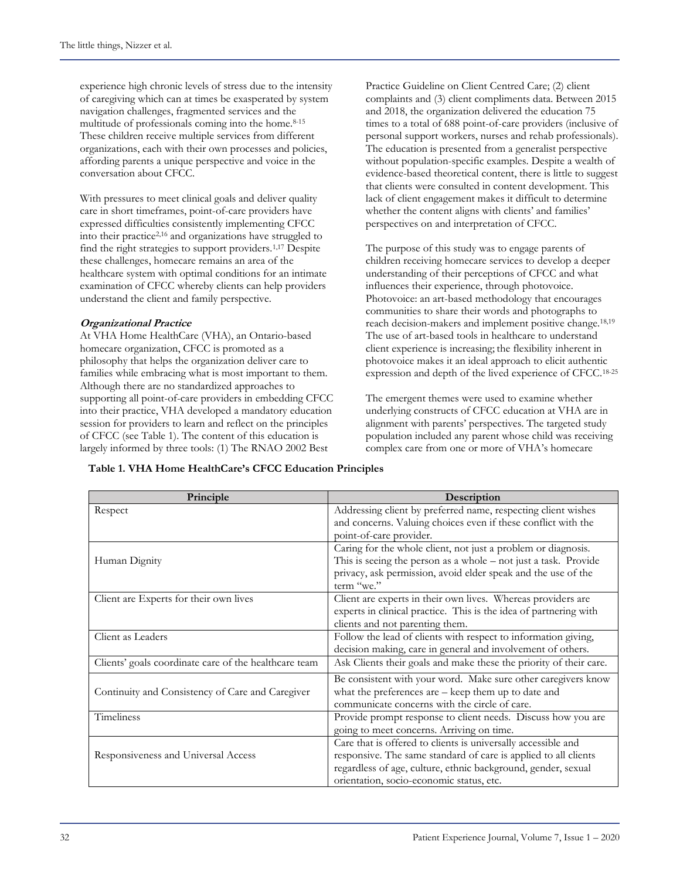experience high chronic levels of stress due to the intensity of caregiving which can at times be exasperated by system navigation challenges, fragmented services and the multitude of professionals coming into the home.[8-15] These children receive multiple services from different organizations, each with their own processes and policies, affording parents a unique perspective and voice in the conversation about CFCC.

With pressures to meet clinical goals and deliver quality care in short timeframes, point-of-care providers have expressed difficulties consistently implementing CFCC into their practice[2,16] and organizations have struggled to find the right strategies to support providers.[1,17] Despite these challenges, homecare remains an area of the healthcare system with optimal conditions for an intimate examination of CFCC whereby clients can help providers understand the client and family perspective.

***Organizational Practice***

At VHA Home HealthCare (VHA), an Ontario-based homecare organization, CFCC is promoted as a philosophy that helps the organization deliver care to families while embracing what is most important to them. Although there are no standardized approaches to supporting all point-of-care providers in embedding CFCC into their practice, VHA developed a mandatory education session for providers to learn and reflect on the principles of CFCC (see Table 1). The content of this education is largely informed by three tools: (1) The RNAO 2002 Best Practice Guideline on Client Centred Care; (2) client complaints and (3) client compliments data. Between 2015 and 2018, the organization delivered the education 75 times to a total of 688 point-of-care providers (inclusive of personal support workers, nurses and rehab professionals). The education is presented from a generalist perspective without population-specific examples. Despite a wealth of evidence-based theoretical content, there is little to suggest that clients were consulted in content development. This lack of client engagement makes it difficult to determine whether the content aligns with clients' and families' perspectives on and interpretation of CFCC.

The purpose of this study was to engage parents of children receiving homecare services to develop a deeper understanding of their perceptions of CFCC and what influences their experience, through photovoice. Photovoice: an art-based methodology that encourages communities to share their words and photographs to reach decision-makers and implement positive change.[18,19] The use of art-based tools in healthcare to understand client experience is increasing; the flexibility inherent in photovoice makes it an ideal approach to elicit authentic expression and depth of the lived experience of CFCC.[18-25]

The emergent themes were used to examine whether underlying constructs of CFCC education at VHA are in alignment with parents' perspectives. The targeted study population included any parent whose child was receiving complex care from one or more of VHA's homecare

**Table 1. VHA Home HealthCare's CFCC Education Principles**

| Principle | Description |
|---|---|
| Respect | Addressing client by preferred name, respecting client wishes and concerns. Valuing choices even if these conflict with the point-of-care provider. |
| Human Dignity | Caring for the whole client, not just a problem or diagnosis. This is seeing the person as a whole – not just a task. Provide privacy, ask permission, avoid elder speak and the use of the term "we." |
| Client are Experts for their own lives | Client are experts in their own lives. Whereas providers are experts in clinical practice. This is the idea of partnering with clients and not parenting them. |
| Client as Leaders | Follow the lead of clients with respect to information giving, decision making, care in general and involvement of others. |
| Clients' goals coordinate care of the healthcare team | Ask Clients their goals and make these the priority of their care. |
| Continuity and Consistency of Care and Caregiver | Be consistent with your word. Make sure other caregivers know what the preferences are – keep them up to date and communicate concerns with the circle of care. |
| Timeliness | Provide prompt response to client needs. Discuss how you are going to meet concerns. Arriving on time. |
| Responsiveness and Universal Access | Care that is offered to clients is universally accessible and responsive. The same standard of care is applied to all clients regardless of age, culture, ethnic background, gender, sexual orientation, socio-economic status, etc. |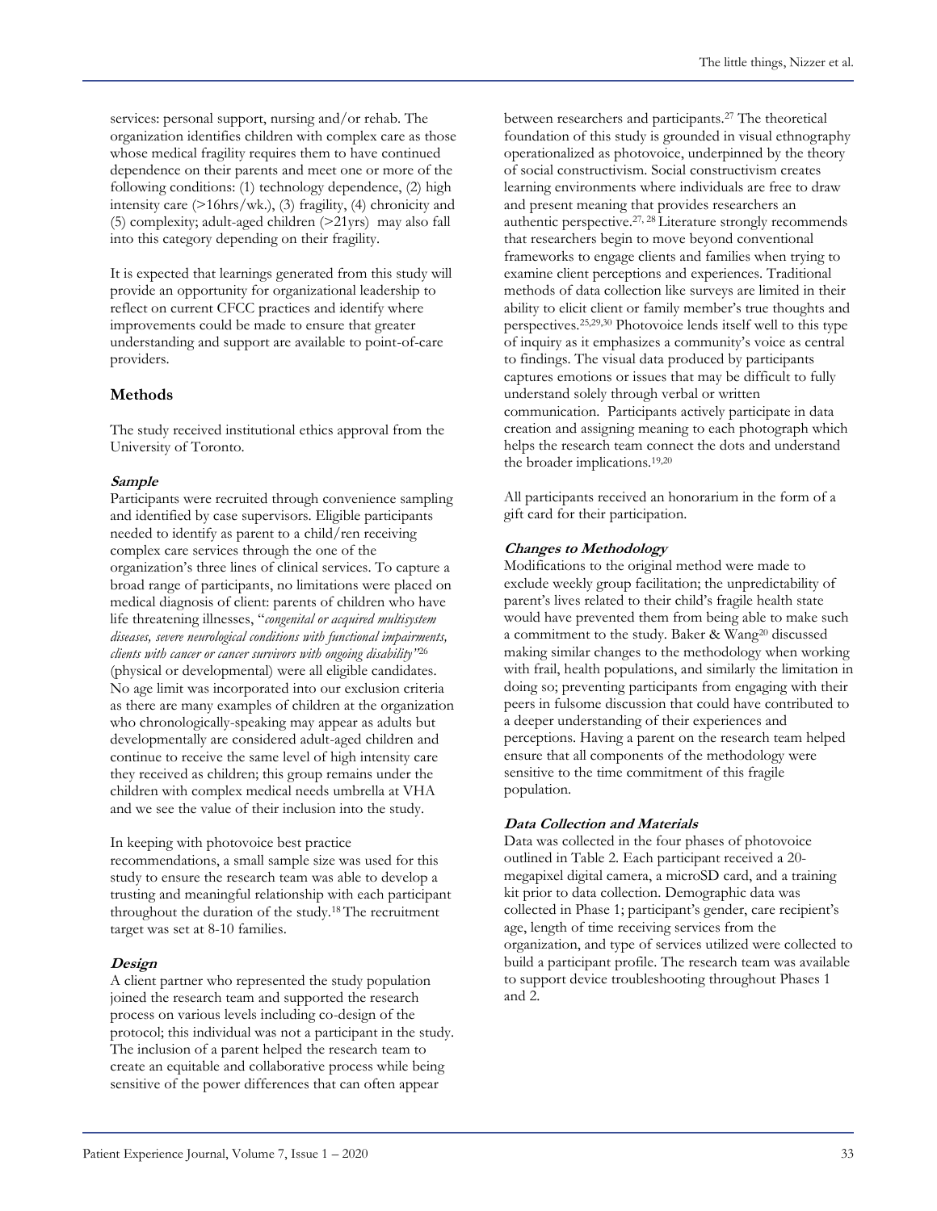services: personal support, nursing and/or rehab. The organization identifies children with complex care as those whose medical fragility requires them to have continued dependence on their parents and meet one or more of the following conditions: (1) technology dependence, (2) high intensity care (>16hrs/wk.), (3) fragility, (4) chronicity and (5) complexity; adult-aged children (>21yrs) may also fall into this category depending on their fragility.

It is expected that learnings generated from this study will provide an opportunity for organizational leadership to reflect on current CFCC practices and identify where improvements could be made to ensure that greater understanding and support are available to point-of-care providers.

## Methods

The study received institutional ethics approval from the University of Toronto.

### *Sample*

Participants were recruited through convenience sampling and identified by case supervisors. Eligible participants needed to identify as parent to a child/ren receiving complex care services through the one of the organization's three lines of clinical services. To capture a broad range of participants, no limitations were placed on medical diagnosis of client: parents of children who have life threatening illnesses, "*congenital or acquired multisystem diseases, severe neurological conditions with functional impairments, clients with cancer or cancer survivors with ongoing disability*"[26] (physical or developmental) were all eligible candidates. No age limit was incorporated into our exclusion criteria as there are many examples of children at the organization who chronologically-speaking may appear as adults but developmentally are considered adult-aged children and continue to receive the same level of high intensity care they received as children; this group remains under the children with complex medical needs umbrella at VHA and we see the value of their inclusion into the study.

In keeping with photovoice best practice recommendations, a small sample size was used for this study to ensure the research team was able to develop a trusting and meaningful relationship with each participant throughout the duration of the study.[18] The recruitment target was set at 8-10 families.

### *Design*

A client partner who represented the study population joined the research team and supported the research process on various levels including co-design of the protocol; this individual was not a participant in the study. The inclusion of a parent helped the research team to create an equitable and collaborative process while being sensitive of the power differences that can often appear between researchers and participants.[27] The theoretical foundation of this study is grounded in visual ethnography operationalized as photovoice, underpinned by the theory of social constructivism. Social constructivism creates learning environments where individuals are free to draw and present meaning that provides researchers an authentic perspective.[27, 28] Literature strongly recommends that researchers begin to move beyond conventional frameworks to engage clients and families when trying to examine client perceptions and experiences. Traditional methods of data collection like surveys are limited in their ability to elicit client or family member's true thoughts and perspectives.[25,29,30] Photovoice lends itself well to this type of inquiry as it emphasizes a community's voice as central to findings. The visual data produced by participants captures emotions or issues that may be difficult to fully understand solely through verbal or written communication. Participants actively participate in data creation and assigning meaning to each photograph which helps the research team connect the dots and understand the broader implications.[19,20]

All participants received an honorarium in the form of a gift card for their participation.

### *Changes to Methodology*

Modifications to the original method were made to exclude weekly group facilitation; the unpredictability of parent's lives related to their child's fragile health state would have prevented them from being able to make such a commitment to the study. Baker & Wang[20] discussed making similar changes to the methodology when working with frail, health populations, and similarly the limitation in doing so; preventing participants from engaging with their peers in fulsome discussion that could have contributed to a deeper understanding of their experiences and perceptions. Having a parent on the research team helped ensure that all components of the methodology were sensitive to the time commitment of this fragile population.

### *Data Collection and Materials*

Data was collected in the four phases of photovoice outlined in Table 2. Each participant received a 20-megapixel digital camera, a microSD card, and a training kit prior to data collection. Demographic data was collected in Phase 1; participant's gender, care recipient's age, length of time receiving services from the organization, and type of services utilized were collected to build a participant profile. The research team was available to support device troubleshooting throughout Phases 1 and 2.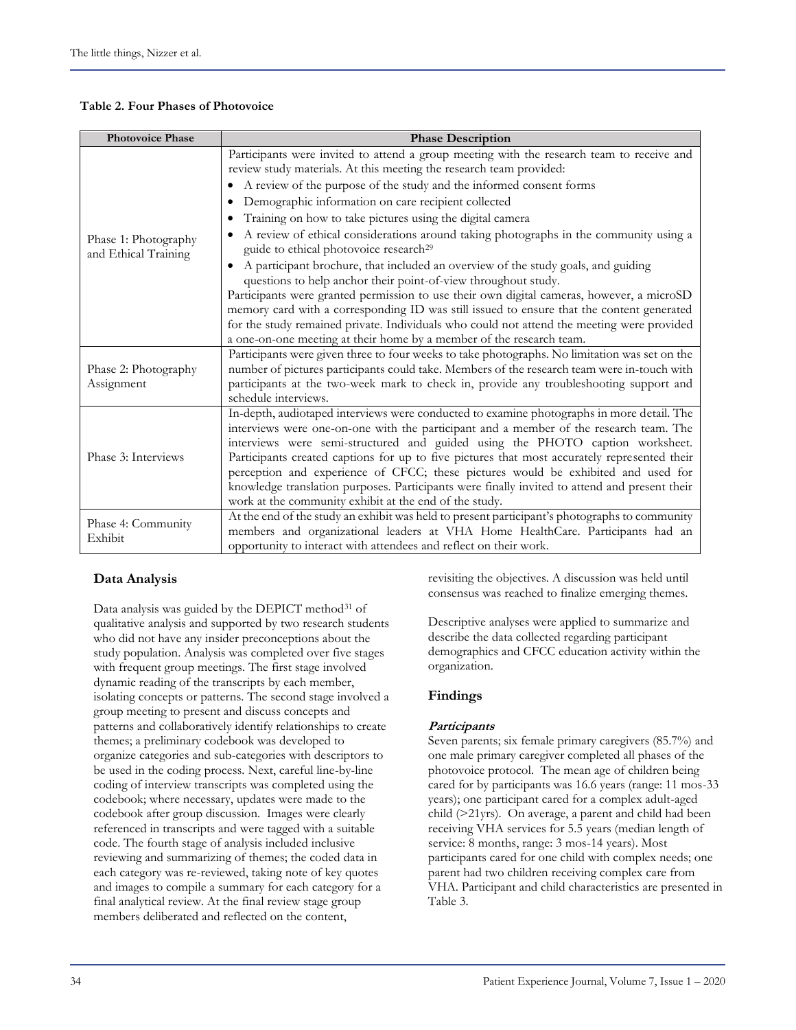**Table 2. Four Phases of Photovoice**

| Photovoice Phase | Phase Description |
| --- | --- |
| Phase 1: Photography and Ethical Training | Participants were invited to attend a group meeting with the research team to receive and review study materials. At this meeting the research team provided: • A review of the purpose of the study and the informed consent forms • Demographic information on care recipient collected • Training on how to take pictures using the digital camera • A review of ethical considerations around taking photographs in the community using a guide to ethical photovoice research[29] • A participant brochure, that included an overview of the study goals, and guiding questions to help anchor their point-of-view throughout study. Participants were granted permission to use their own digital cameras, however, a microSD memory card with a corresponding ID was still issued to ensure that the content generated for the study remained private. Individuals who could not attend the meeting were provided a one-on-one meeting at their home by a member of the research team. |
| Phase 2: Photography Assignment | Participants were given three to four weeks to take photographs. No limitation was set on the number of pictures participants could take. Members of the research team were in-touch with participants at the two-week mark to check in, provide any troubleshooting support and schedule interviews. |
| Phase 3: Interviews | In-depth, audiotaped interviews were conducted to examine photographs in more detail. The interviews were one-on-one with the participant and a member of the research team. The interviews were semi-structured and guided using the PHOTO caption worksheet. Participants created captions for up to five pictures that most accurately represented their perception and experience of CFCC; these pictures would be exhibited and used for knowledge translation purposes. Participants were finally invited to attend and present their work at the community exhibit at the end of the study. |
| Phase 4: Community Exhibit | At the end of the study an exhibit was held to present participant's photographs to community members and organizational leaders at VHA Home HealthCare. Participants had an opportunity to interact with attendees and reflect on their work. |

## Data Analysis

Data analysis was guided by the DEPICT method[31] of qualitative analysis and supported by two research students who did not have any insider preconceptions about the study population. Analysis was completed over five stages with frequent group meetings. The first stage involved dynamic reading of the transcripts by each member, isolating concepts or patterns. The second stage involved a group meeting to present and discuss concepts and patterns and collaboratively identify relationships to create themes; a preliminary codebook was developed to organize categories and sub-categories with descriptors to be used in the coding process. Next, careful line-by-line coding of interview transcripts was completed using the codebook; where necessary, updates were made to the codebook after group discussion. Images were clearly referenced in transcripts and were tagged with a suitable code. The fourth stage of analysis included inclusive reviewing and summarizing of themes; the coded data in each category was re-reviewed, taking note of key quotes and images to compile a summary for each category for a final analytical review. At the final review stage group members deliberated and reflected on the content, revisiting the objectives. A discussion was held until consensus was reached to finalize emerging themes.

Descriptive analyses were applied to summarize and describe the data collected regarding participant demographics and CFCC education activity within the organization.

## Findings

### *Participants*

Seven parents; six female primary caregivers (85.7%) and one male primary caregiver completed all phases of the photovoice protocol. The mean age of children being cared for by participants was 16.6 years (range: 11 mos-33 years); one participant cared for a complex adult-aged child (>21yrs). On average, a parent and child had been receiving VHA services for 5.5 years (median length of service: 8 months, range: 3 mos-14 years). Most participants cared for one child with complex needs; one parent had two children receiving complex care from VHA. Participant and child characteristics are presented in Table 3.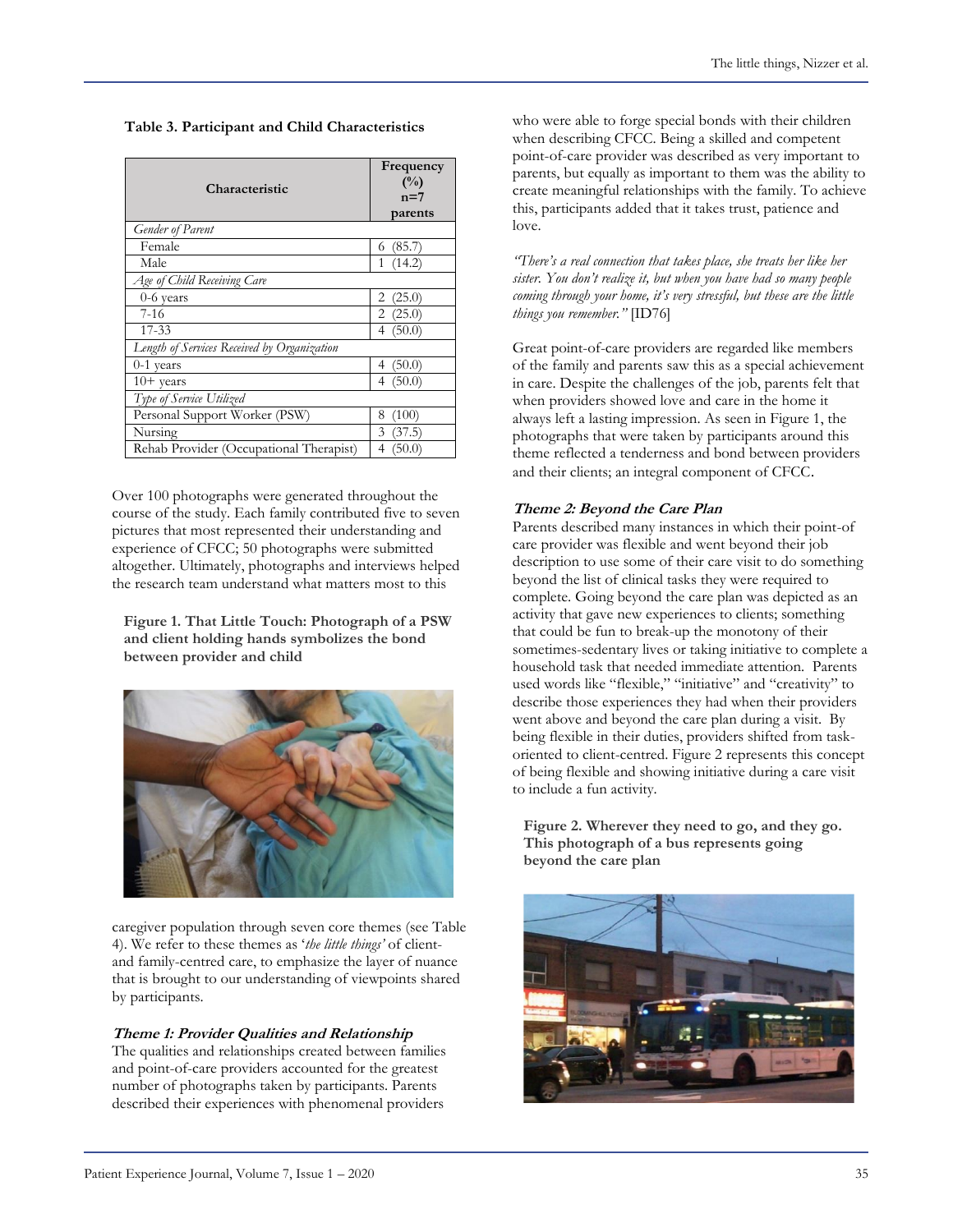**Table 3. Participant and Child Characteristics**

| Characteristic | Frequency (%) n=7 parents |
|---|---|
| *Gender of Parent* | |
| Female | 6 (85.7) |
| Male | 1 (14.2) |
| *Age of Child Receiving Care* | |
| 0-6 years | 2 (25.0) |
| 7-16 | 2 (25.0) |
| 17-33 | 4 (50.0) |
| *Length of Services Received by Organization* | |
| 0-1 years | 4 (50.0) |
| 10+ years | 4 (50.0) |
| *Type of Service Utilized* | |
| Personal Support Worker (PSW) | 8 (100) |
| Nursing | 3 (37.5) |
| Rehab Provider (Occupational Therapist) | 4 (50.0) |

Over 100 photographs were generated throughout the course of the study. Each family contributed five to seven pictures that most represented their understanding and experience of CFCC; 50 photographs were submitted altogether. Ultimately, photographs and interviews helped the research team understand what matters most to this caregiver population through seven core themes (see Table 4). We refer to these themes as '*the little things'* of client- and family-centred care, to emphasize the layer of nuance that is brought to our understanding of viewpoints shared by participants.

**Figure 1. That Little Touch: Photograph of a PSW and client holding hands symbolizes the bond between provider and child**

***Theme 1: Provider Qualities and Relationship***

The qualities and relationships created between families and point-of-care providers accounted for the greatest number of photographs taken by participants. Parents described their experiences with phenomenal providers who were able to forge special bonds with their children when describing CFCC. Being a skilled and competent point-of-care provider was described as very important to parents, but equally as important to them was the ability to create meaningful relationships with the family. To achieve this, participants added that it takes trust, patience and love.

*"There's a real connection that takes place, she treats her like her sister. You don't realize it, but when you have had so many people coming through your home, it's very stressful, but these are the little things you remember."* [ID76]

Great point-of-care providers are regarded like members of the family and parents saw this as a special achievement in care. Despite the challenges of the job, parents felt that when providers showed love and care in the home it always left a lasting impression. As seen in Figure 1, the photographs that were taken by participants around this theme reflected a tenderness and bond between providers and their clients; an integral component of CFCC.

***Theme 2: Beyond the Care Plan***

Parents described many instances in which their point-of care provider was flexible and went beyond their job description to use some of their care visit to do something beyond the list of clinical tasks they were required to complete. Going beyond the care plan was depicted as an activity that gave new experiences to clients; something that could be fun to break-up the monotony of their sometimes-sedentary lives or taking initiative to complete a household task that needed immediate attention. Parents used words like "flexible," "initiative" and "creativity" to describe those experiences they had when their providers went above and beyond the care plan during a visit. By being flexible in their duties, providers shifted from task-oriented to client-centred. Figure 2 represents this concept of being flexible and showing initiative during a care visit to include a fun activity.

**Figure 2. Wherever they need to go, and they go. This photograph of a bus represents going beyond the care plan**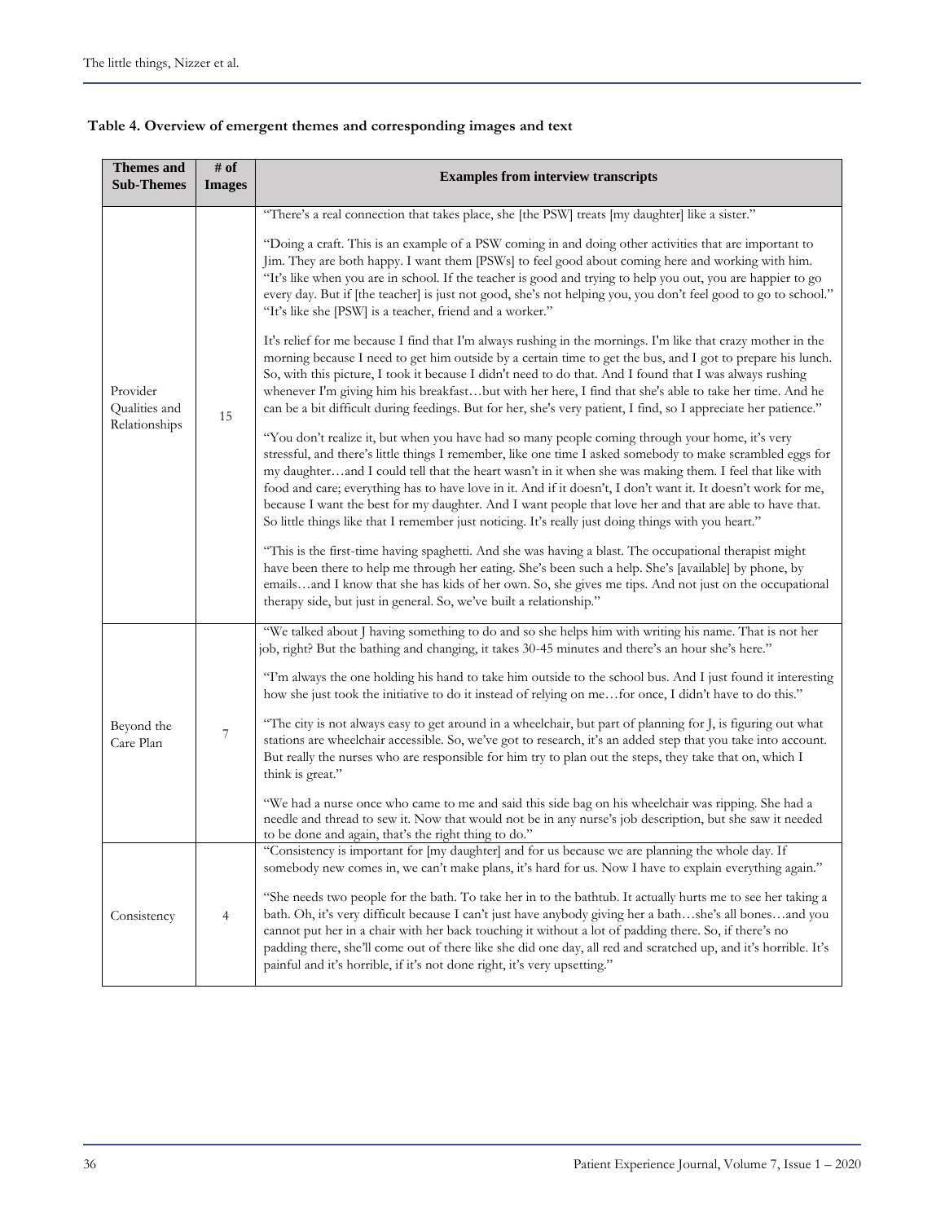**Table 4. Overview of emergent themes and corresponding images and text**

| Themes and Sub-Themes | # of Images | Examples from interview transcripts |
|---|---|---|
| Provider Qualities and Relationships | 15 | "There's a real connection that takes place, she [the PSW] treats [my daughter] like a sister."<br><br>"Doing a craft. This is an example of a PSW coming in and doing other activities that are important to Jim. They are both happy. I want them [PSWs] to feel good about coming here and working with him. "It's like when you are in school. If the teacher is good and trying to help you out, you are happier to go every day. But if [the teacher] is just not good, she's not helping you, you don't feel good to go to school." "It's like she [PSW] is a teacher, friend and a worker."<br><br>It's relief for me because I find that I'm always rushing in the mornings. I'm like that crazy mother in the morning because I need to get him outside by a certain time to get the bus, and I got to prepare his lunch. So, with this picture, I took it because I didn't need to do that. And I found that I was always rushing whenever I'm giving him his breakfast…but with her here, I find that she's able to take her time. And he can be a bit difficult during feedings. But for her, she's very patient, I find, so I appreciate her patience."<br><br>"You don't realize it, but when you have had so many people coming through your home, it's very stressful, and there's little things I remember, like one time I asked somebody to make scrambled eggs for my daughter…and I could tell that the heart wasn't in it when she was making them. I feel that like with food and care; everything has to have love in it. And if it doesn't, I don't want it. It doesn't work for me, because I want the best for my daughter. And I want people that love her and that are able to have that. So little things like that I remember just noticing. It's really just doing things with you heart."<br><br>"This is the first-time having spaghetti. And she was having a blast. The occupational therapist might have been there to help me through her eating. She's been such a help. She's [available] by phone, by emails…and I know that she has kids of her own. So, she gives me tips. And not just on the occupational therapy side, but just in general. So, we've built a relationship." |
| Beyond the Care Plan | 7 | "We talked about J having something to do and so she helps him with writing his name. That is not her job, right? But the bathing and changing, it takes 30-45 minutes and there's an hour she's here."<br><br>"I'm always the one holding his hand to take him outside to the school bus. And I just found it interesting how she just took the initiative to do it instead of relying on me…for once, I didn't have to do this."<br><br>"The city is not always easy to get around in a wheelchair, but part of planning for J, is figuring out what stations are wheelchair accessible. So, we've got to research, it's an added step that you take into account. But really the nurses who are responsible for him try to plan out the steps, they take that on, which I think is great."<br><br>"We had a nurse once who came to me and said this side bag on his wheelchair was ripping. She had a needle and thread to sew it. Now that would not be in any nurse's job description, but she saw it needed to be done and again, that's the right thing to do." |
| Consistency | 4 | "Consistency is important for [my daughter] and for us because we are planning the whole day. If somebody new comes in, we can't make plans, it's hard for us. Now I have to explain everything again."<br><br>"She needs two people for the bath. To take her in to the bathtub. It actually hurts me to see her taking a bath. Oh, it's very difficult because I can't just have anybody giving her a bath…she's all bones…and you cannot put her in a chair with her back touching it without a lot of padding there. So, if there's no padding there, she'll come out of there like she did one day, all red and scratched up, and it's horrible. It's painful and it's horrible, if it's not done right, it's very upsetting." |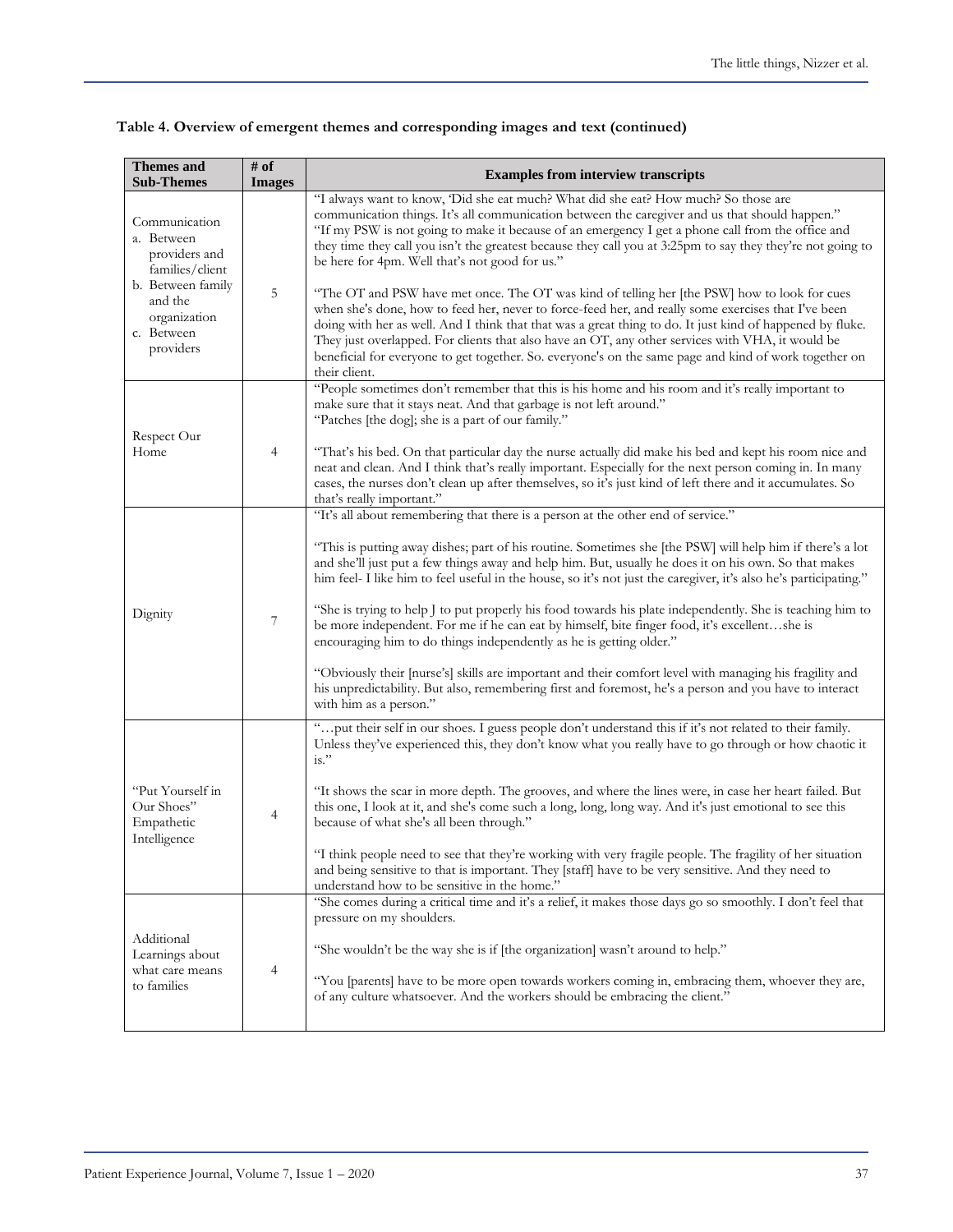**Table 4. Overview of emergent themes and corresponding images and text (continued)**

| Themes and Sub-Themes | # of Images | Examples from interview transcripts |
|---|---|---|
| Communication<br>a. Between providers and families/client<br>b. Between family and the organization<br>c. Between providers | 5 | "I always want to know, 'Did she eat much? What did she eat? How much? So those are communication things. It's all communication between the caregiver and us that should happen."<br>"If my PSW is not going to make it because of an emergency I get a phone call from the office and they time they call you isn't the greatest because they call you at 3:25pm to say they they're not going to be here for 4pm. Well that's not good for us."<br><br>"The OT and PSW have met once. The OT was kind of telling her [the PSW] how to look for cues when she's done, how to feed her, never to force-feed her, and really some exercises that I've been doing with her as well. And I think that that was a great thing to do. It just kind of happened by fluke. They just overlapped. For clients that also have an OT, any other services with VHA, it would be beneficial for everyone to get together. So. everyone's on the same page and kind of work together on their client. |
| Respect Our Home | 4 | "People sometimes don't remember that this is his home and his room and it's really important to make sure that it stays neat. And that garbage is not left around."<br>"Patches [the dog]; she is a part of our family."<br><br>"That's his bed. On that particular day the nurse actually did make his bed and kept his room nice and neat and clean. And I think that's really important. Especially for the next person coming in. In many cases, the nurses don't clean up after themselves, so it's just kind of left there and it accumulates. So that's really important." |
| Dignity | 7 | "It's all about remembering that there is a person at the other end of service."<br><br>"This is putting away dishes; part of his routine. Sometimes she [the PSW] will help him if there's a lot and she'll just put a few things away and help him. But, usually he does it on his own. So that makes him feel- I like him to feel useful in the house, so it's not just the caregiver, it's also he's participating."<br><br>"She is trying to help J to put properly his food towards his plate independently. She is teaching him to be more independent. For me if he can eat by himself, bite finger food, it's excellent…she is encouraging him to do things independently as he is getting older."<br><br>"Obviously their [nurse's] skills are important and their comfort level with managing his fragility and his unpredictability. But also, remembering first and foremost, he's a person and you have to interact with him as a person." |
| "Put Yourself in Our Shoes" Empathetic Intelligence | 4 | "…put their self in our shoes. I guess people don't understand this if it's not related to their family. Unless they've experienced this, they don't know what you really have to go through or how chaotic it is."<br><br>"It shows the scar in more depth. The grooves, and where the lines were, in case her heart failed. But this one, I look at it, and she's come such a long, long, long way. And it's just emotional to see this because of what she's all been through."<br><br>"I think people need to see that they're working with very fragile people. The fragility of her situation and being sensitive to that is important. They [staff] have to be very sensitive. And they need to understand how to be sensitive in the home." |
| Additional Learnings about what care means to families | 4 | "She comes during a critical time and it's a relief, it makes those days go so smoothly. I don't feel that pressure on my shoulders.<br><br>"She wouldn't be the way she is if [the organization] wasn't around to help."<br><br>"You [parents] have to be more open towards workers coming in, embracing them, whoever they are, of any culture whatsoever. And the workers should be embracing the client." |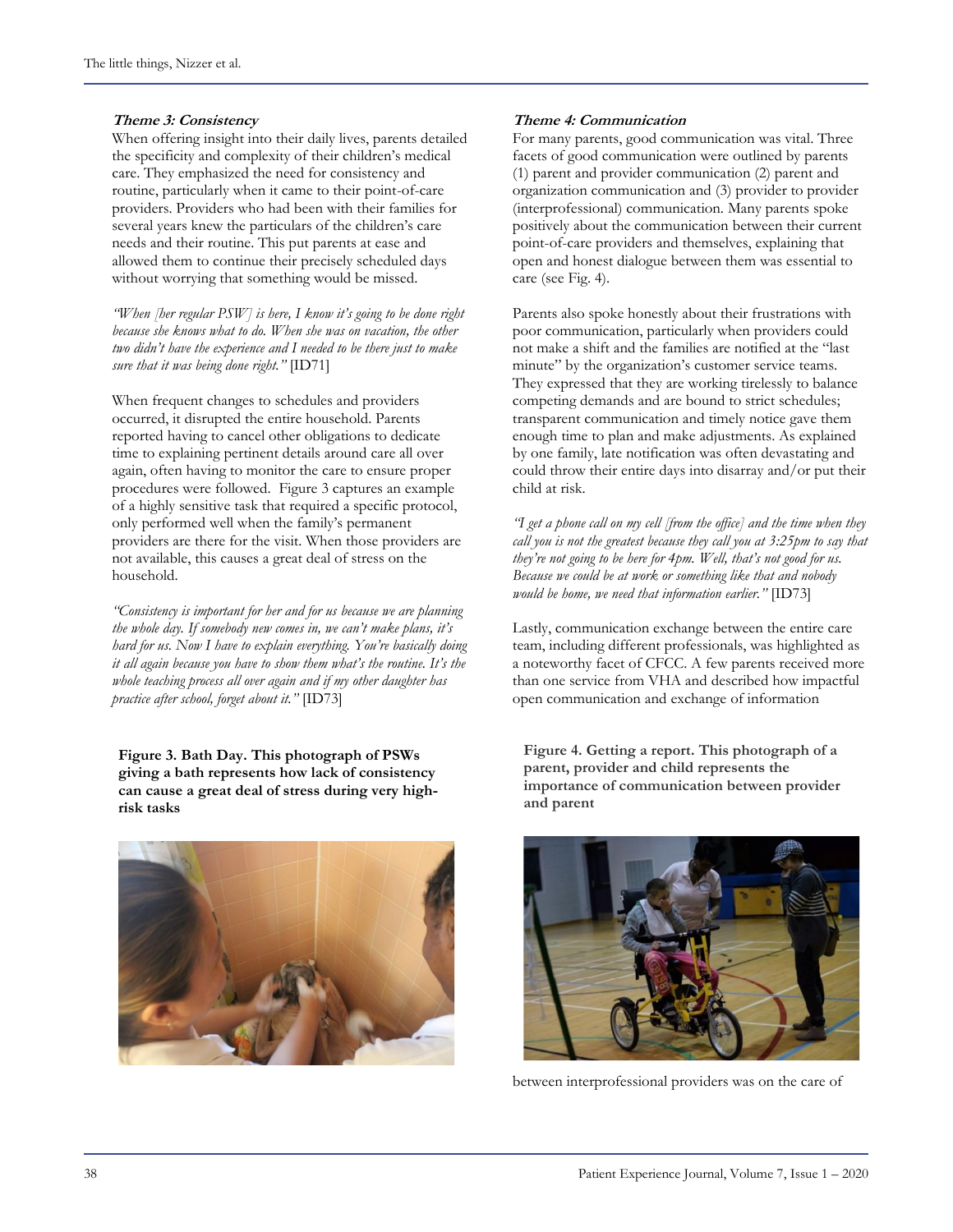**_Theme 3: Consistency_**

When offering insight into their daily lives, parents detailed the specificity and complexity of their children's medical care. They emphasized the need for consistency and routine, particularly when it came to their point-of-care providers. Providers who had been with their families for several years knew the particulars of the children's care needs and their routine. This put parents at ease and allowed them to continue their precisely scheduled days without worrying that something would be missed.

*"When [her regular PSW] is here, I know it's going to be done right because she knows what to do. When she was on vacation, the other two didn't have the experience and I needed to be there just to make sure that it was being done right."* [ID71]

When frequent changes to schedules and providers occurred, it disrupted the entire household. Parents reported having to cancel other obligations to dedicate time to explaining pertinent details around care all over again, often having to monitor the care to ensure proper procedures were followed. Figure 3 captures an example of a highly sensitive task that required a specific protocol, only performed well when the family's permanent providers are there for the visit. When those providers are not available, this causes a great deal of stress on the household.

*"Consistency is important for her and for us because we are planning the whole day. If somebody new comes in, we can't make plans, it's hard for us. Now I have to explain everything. You're basically doing it all again because you have to show them what's the routine. It's the whole teaching process all over again and if my other daughter has practice after school, forget about it."* [ID73]

**Figure 3. Bath Day. This photograph of PSWs giving a bath represents how lack of consistency can cause a great deal of stress during very high-risk tasks**

**_Theme 4: Communication_**

For many parents, good communication was vital. Three facets of good communication were outlined by parents (1) parent and provider communication (2) parent and organization communication and (3) provider to provider (interprofessional) communication. Many parents spoke positively about the communication between their current point-of-care providers and themselves, explaining that open and honest dialogue between them was essential to care (see Fig. 4).

Parents also spoke honestly about their frustrations with poor communication, particularly when providers could not make a shift and the families are notified at the "last minute" by the organization's customer service teams. They expressed that they are working tirelessly to balance competing demands and are bound to strict schedules; transparent communication and timely notice gave them enough time to plan and make adjustments. As explained by one family, late notification was often devastating and could throw their entire days into disarray and/or put their child at risk.

*"I get a phone call on my cell [from the office] and the time when they call you is not the greatest because they call you at 3:25pm to say that they're not going to be here for 4pm. Well, that's not good for us. Because we could be at work or something like that and nobody would be home, we need that information earlier."* [ID73]

Lastly, communication exchange between the entire care team, including different professionals, was highlighted as a noteworthy facet of CFCC. A few parents received more than one service from VHA and described how impactful open communication and exchange of information

**Figure 4. Getting a report. This photograph of a parent, provider and child represents the importance of communication between provider and parent**

between interprofessional providers was on the care of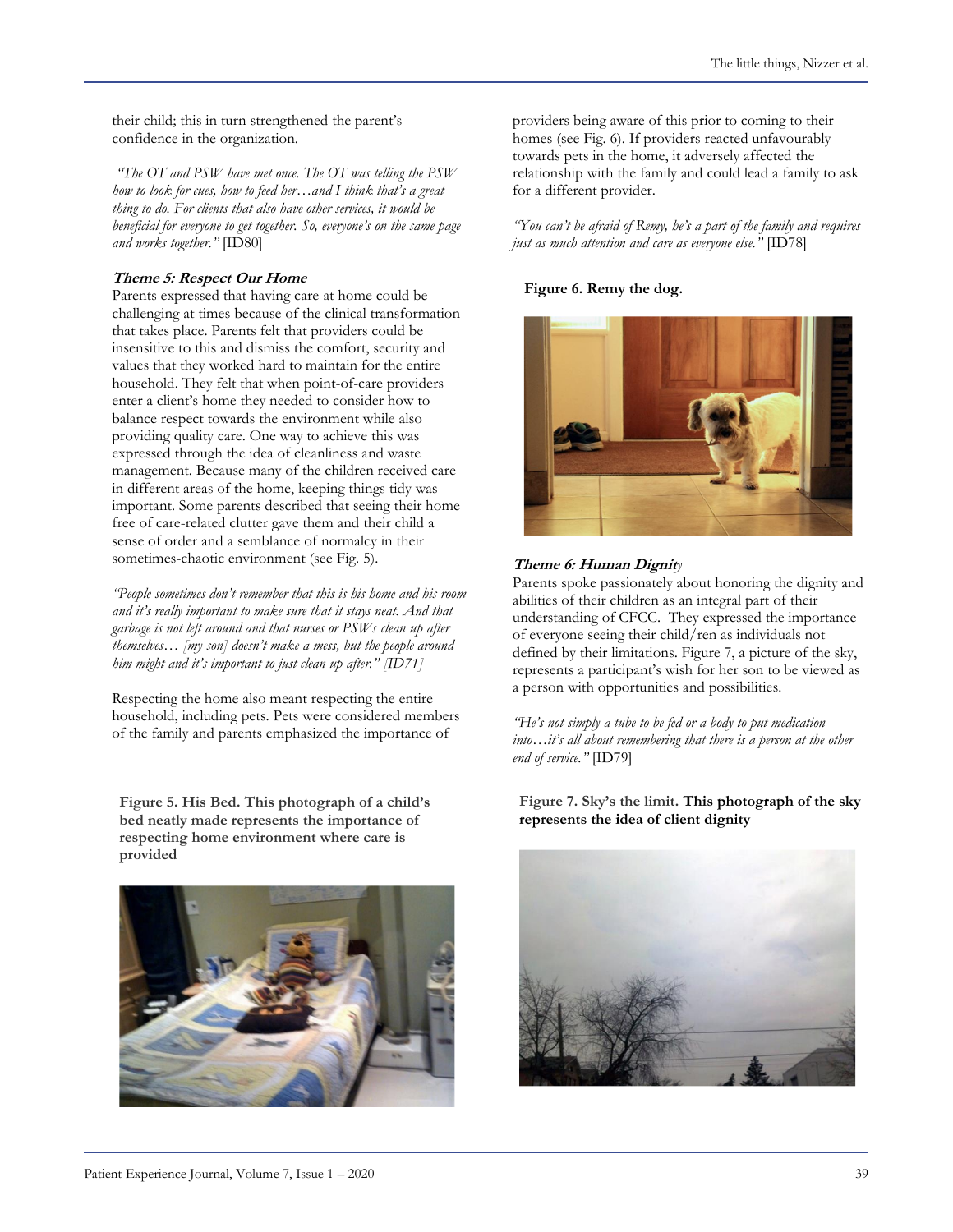their child; this in turn strengthened the parent's confidence in the organization.

*"The OT and PSW have met once. The OT was telling the PSW how to look for cues, how to feed her…and I think that's a great thing to do. For clients that also have other services, it would be beneficial for everyone to get together. So, everyone's on the same page and works together."* [ID80]

### *Theme 5: Respect Our Home*

Parents expressed that having care at home could be challenging at times because of the clinical transformation that takes place. Parents felt that providers could be insensitive to this and dismiss the comfort, security and values that they worked hard to maintain for the entire household. They felt that when point-of-care providers enter a client's home they needed to consider how to balance respect towards the environment while also providing quality care. One way to achieve this was expressed through the idea of cleanliness and waste management. Because many of the children received care in different areas of the home, keeping things tidy was important. Some parents described that seeing their home free of care-related clutter gave them and their child a sense of order and a semblance of normalcy in their sometimes-chaotic environment (see Fig. 5).

*"People sometimes don't remember that this is his home and his room and it's really important to make sure that it stays neat. And that garbage is not left around and that nurses or PSWs clean up after themselves… [my son] doesn't make a mess, but the people around him might and it's important to just clean up after." [ID71]*

Respecting the home also meant respecting the entire household, including pets. Pets were considered members of the family and parents emphasized the importance of providers being aware of this prior to coming to their homes (see Fig. 6). If providers reacted unfavourably towards pets in the home, it adversely affected the relationship with the family and could lead a family to ask for a different provider.

*"You can't be afraid of Remy, he's a part of the family and requires just as much attention and care as everyone else."* [ID78]

**Figure 5. His Bed. This photograph of a child's bed neatly made represents the importance of respecting home environment where care is provided**

**Figure 6. Remy the dog.**

### *Theme 6: Human Dignity*

Parents spoke passionately about honoring the dignity and abilities of their children as an integral part of their understanding of CFCC. They expressed the importance of everyone seeing their child/ren as individuals not defined by their limitations. Figure 7, a picture of the sky, represents a participant's wish for her son to be viewed as a person with opportunities and possibilities.

*"He's not simply a tube to be fed or a body to put medication into…it's all about remembering that there is a person at the other end of service."* [ID79]

**Figure 7. Sky's the limit. This photograph of the sky represents the idea of client dignity**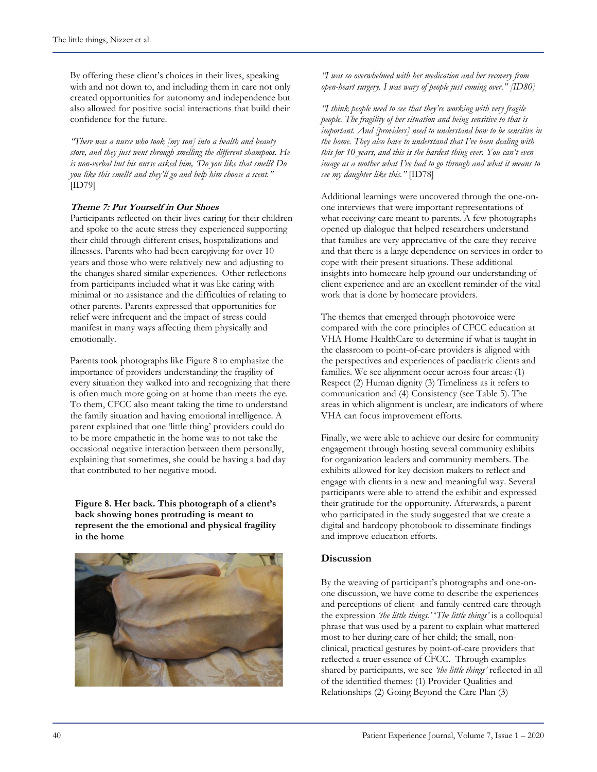By offering these client's choices in their lives, speaking with and not down to, and including them in care not only created opportunities for autonomy and independence but also allowed for positive social interactions that build their confidence for the future.

*"There was a nurse who took [my son] into a health and beauty store, and they just went through smelling the different shampoos. He is non-verbal but his nurse asked him, 'Do you like that smell? Do you like this smell? and they'll go and help him choose a scent."* [ID79]

**Theme 7: Put Yourself in Our Shoes**

Participants reflected on their lives caring for their children and spoke to the acute stress they experienced supporting their child through different crises, hospitalizations and illnesses. Parents who had been caregiving for over 10 years and those who were relatively new and adjusting to the changes shared similar experiences. Other reflections from participants included what it was like caring with minimal or no assistance and the difficulties of relating to other parents. Parents expressed that opportunities for relief were infrequent and the impact of stress could manifest in many ways affecting them physically and emotionally.

Parents took photographs like Figure 8 to emphasize the importance of providers understanding the fragility of every situation they walked into and recognizing that there is often much more going on at home than meets the eye. To them, CFCC also meant taking the time to understand the family situation and having emotional intelligence. A parent explained that one 'little thing' providers could do to be more empathetic in the home was to not take the occasional negative interaction between them personally, explaining that sometimes, she could be having a bad day that contributed to her negative mood.

**Figure 8. Her back. This photograph of a client's back showing bones protruding is meant to represent the the emotional and physical fragility in the home**

*"I was so overwhelmed with her medication and her recovery from open-heart surgery. I was wary of people just coming over." [ID80]*

*"I think people need to see that they're working with very fragile people. The fragility of her situation and being sensitive to that is important. And [providers] need to understand how to be sensitive in the home. They also have to understand that I've been dealing with this for 10 years, and this is the hardest thing ever. You can't even image as a mother what I've had to go through and what it means to see my daughter like this."* [ID78]

Additional learnings were uncovered through the one-on-one interviews that were important representations of what receiving care meant to parents. A few photographs opened up dialogue that helped researchers understand that families are very appreciative of the care they receive and that there is a large dependence on services in order to cope with their present situations. These additional insights into homecare help ground our understanding of client experience and are an excellent reminder of the vital work that is done by homecare providers.

The themes that emerged through photovoice were compared with the core principles of CFCC education at VHA Home HealthCare to determine if what is taught in the classroom to point-of-care providers is aligned with the perspectives and experiences of paediatric clients and families. We see alignment occur across four areas: (1) Respect (2) Human dignity (3) Timeliness as it refers to communication and (4) Consistency (see Table 5). The areas in which alignment is unclear, are indicators of where VHA can focus improvement efforts.

Finally, we were able to achieve our desire for community engagement through hosting several community exhibits for organization leaders and community members. The exhibits allowed for key decision makers to reflect and engage with clients in a new and meaningful way. Several participants were able to attend the exhibit and expressed their gratitude for the opportunity. Afterwards, a parent who participated in the study suggested that we create a digital and hardcopy photobook to disseminate findings and improve education efforts.

## Discussion

By the weaving of participant's photographs and one-on-one discussion, we have come to describe the experiences and perceptions of client- and family-centred care through the expression *'the little things.' 'The little things'* is a colloquial phrase that was used by a parent to explain what mattered most to her during care of her child; the small, non-clinical, practical gestures by point-of-care providers that reflected a truer essence of CFCC. Through examples shared by participants, we see *'the little things'* reflected in all of the identified themes: (1) Provider Qualities and Relationships (2) Going Beyond the Care Plan (3)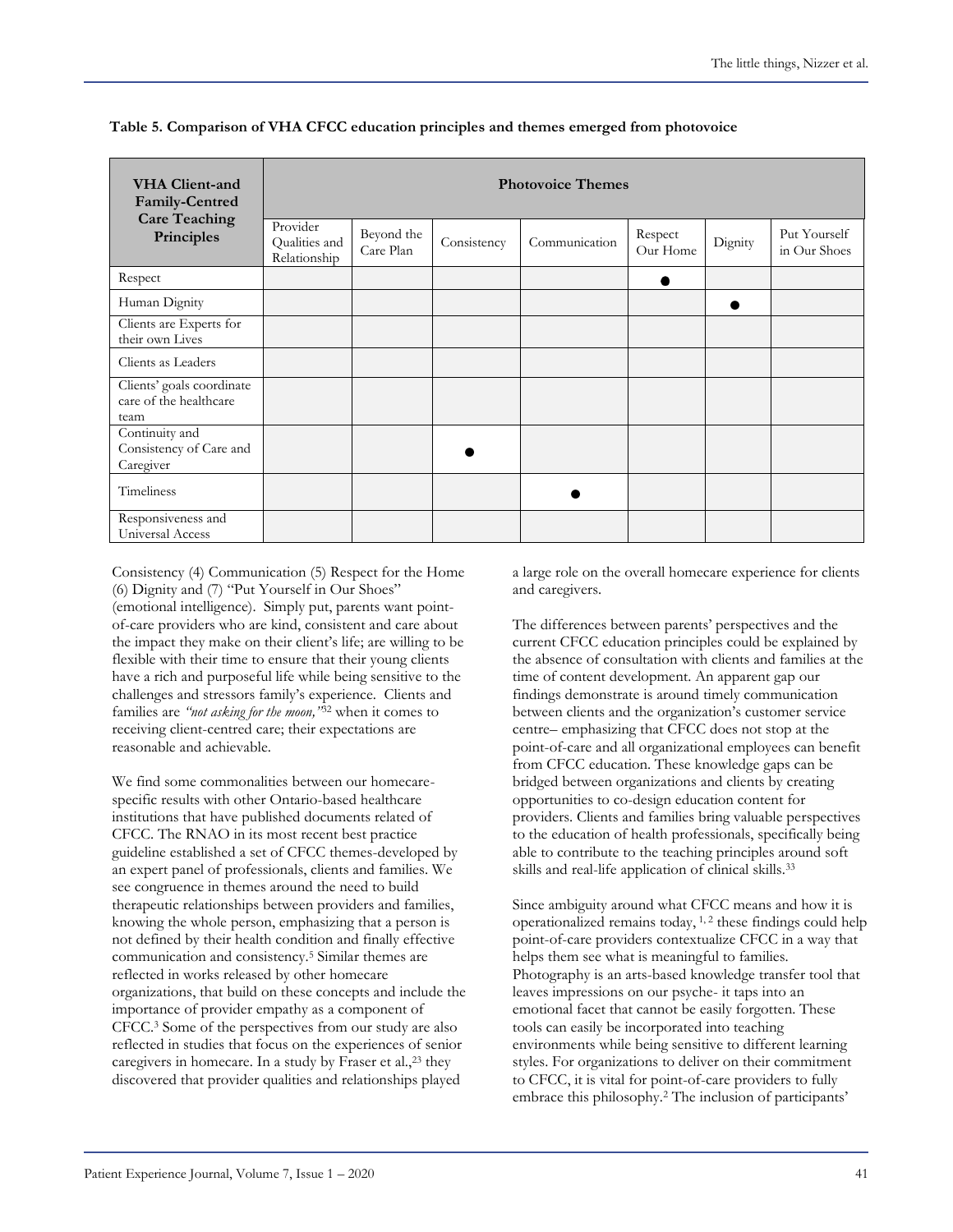**Table 5. Comparison of VHA CFCC education principles and themes emerged from photovoice**

| VHA Client-and Family-Centred Care Teaching Principles | Photovoice Themes | | | | | | |
|---|---|---|---|---|---|---|---|
| | Provider Qualities and Relationship | Beyond the Care Plan | Consistency | Communication | Respect Our Home | Dignity | Put Yourself in Our Shoes |
| Respect | | | | | ● | | |
| Human Dignity | | | | | | ● | |
| Clients are Experts for their own Lives | | | | | | | |
| Clients as Leaders | | | | | | | |
| Clients' goals coordinate care of the healthcare team | | | | | | | |
| Continuity and Consistency of Care and Caregiver | | | ● | | | | |
| Timeliness | | | | ● | | | |
| Responsiveness and Universal Access | | | | | | | |

Consistency (4) Communication (5) Respect for the Home (6) Dignity and (7) "Put Yourself in Our Shoes" (emotional intelligence). Simply put, parents want point-of-care providers who are kind, consistent and care about the impact they make on their client's life; are willing to be flexible with their time to ensure that their young clients have a rich and purposeful life while being sensitive to the challenges and stressors family's experience. Clients and families are *"not asking for the moon,"*[32] when it comes to receiving client-centred care; their expectations are reasonable and achievable.

We find some commonalities between our homecare-specific results with other Ontario-based healthcare institutions that have published documents related of CFCC. The RNAO in its most recent best practice guideline established a set of CFCC themes-developed by an expert panel of professionals, clients and families. We see congruence in themes around the need to build therapeutic relationships between providers and families, knowing the whole person, emphasizing that a person is not defined by their health condition and finally effective communication and consistency.[5] Similar themes are reflected in works released by other homecare organizations, that build on these concepts and include the importance of provider empathy as a component of CFCC.[3] Some of the perspectives from our study are also reflected in studies that focus on the experiences of senior caregivers in homecare. In a study by Fraser et al.,[23] they discovered that provider qualities and relationships played a large role on the overall homecare experience for clients and caregivers.

The differences between parents' perspectives and the current CFCC education principles could be explained by the absence of consultation with clients and families at the time of content development. An apparent gap our findings demonstrate is around timely communication between clients and the organization's customer service centre– emphasizing that CFCC does not stop at the point-of-care and all organizational employees can benefit from CFCC education. These knowledge gaps can be bridged between organizations and clients by creating opportunities to co-design education content for providers. Clients and families bring valuable perspectives to the education of health professionals, specifically being able to contribute to the teaching principles around soft skills and real-life application of clinical skills.[33]

Since ambiguity around what CFCC means and how it is operationalized remains today,[1, 2] these findings could help point-of-care providers contextualize CFCC in a way that helps them see what is meaningful to families. Photography is an arts-based knowledge transfer tool that leaves impressions on our psyche- it taps into an emotional facet that cannot be easily forgotten. These tools can easily be incorporated into teaching environments while being sensitive to different learning styles. For organizations to deliver on their commitment to CFCC, it is vital for point-of-care providers to fully embrace this philosophy.[2] The inclusion of participants'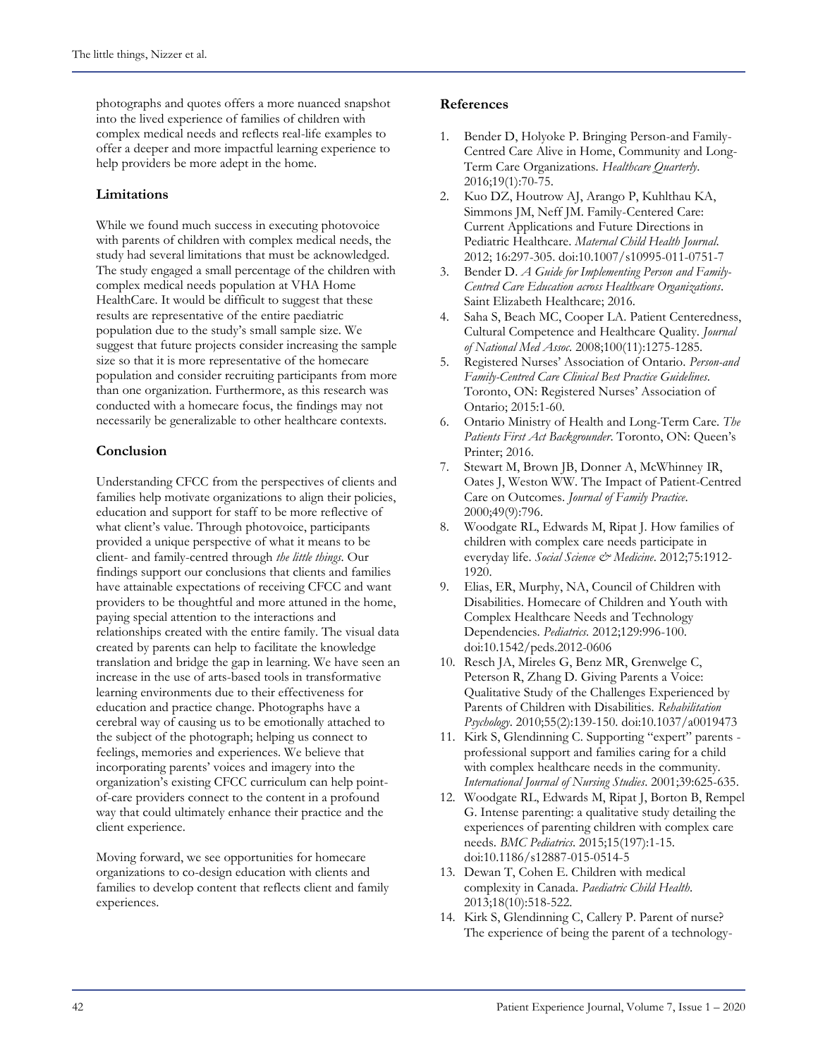photographs and quotes offers a more nuanced snapshot into the lived experience of families of children with complex medical needs and reflects real-life examples to offer a deeper and more impactful learning experience to help providers be more adept in the home.

## Limitations

While we found much success in executing photovoice with parents of children with complex medical needs, the study had several limitations that must be acknowledged. The study engaged a small percentage of the children with complex medical needs population at VHA Home HealthCare. It would be difficult to suggest that these results are representative of the entire paediatric population due to the study's small sample size. We suggest that future projects consider increasing the sample size so that it is more representative of the homecare population and consider recruiting participants from more than one organization. Furthermore, as this research was conducted with a homecare focus, the findings may not necessarily be generalizable to other healthcare contexts.

## Conclusion

Understanding CFCC from the perspectives of clients and families help motivate organizations to align their policies, education and support for staff to be more reflective of what client's value. Through photovoice, participants provided a unique perspective of what it means to be client- and family-centred through *the little things*. Our findings support our conclusions that clients and families have attainable expectations of receiving CFCC and want providers to be thoughtful and more attuned in the home, paying special attention to the interactions and relationships created with the entire family. The visual data created by parents can help to facilitate the knowledge translation and bridge the gap in learning. We have seen an increase in the use of arts-based tools in transformative learning environments due to their effectiveness for education and practice change. Photographs have a cerebral way of causing us to be emotionally attached to the subject of the photograph; helping us connect to feelings, memories and experiences. We believe that incorporating parents' voices and imagery into the organization's existing CFCC curriculum can help point-of-care providers connect to the content in a profound way that could ultimately enhance their practice and the client experience.

Moving forward, we see opportunities for homecare organizations to co-design education with clients and families to develop content that reflects client and family experiences.

## References

1. Bender D, Holyoke P. Bringing Person-and Family-Centred Care Alive in Home, Community and Long-Term Care Organizations. *Healthcare Quarterly*. 2016;19(1):70-75.
2. Kuo DZ, Houtrow AJ, Arango P, Kuhlthau KA, Simmons JM, Neff JM. Family-Centered Care: Current Applications and Future Directions in Pediatric Healthcare. *Maternal Child Health Journal*. 2012; 16:297-305. doi:10.1007/s10995-011-0751-7
3. Bender D. *A Guide for Implementing Person and Family-Centred Care Education across Healthcare Organizations*. Saint Elizabeth Healthcare; 2016.
4. Saha S, Beach MC, Cooper LA. Patient Centeredness, Cultural Competence and Healthcare Quality. *Journal of National Med Assoc*. 2008;100(11):1275-1285.
5. Registered Nurses' Association of Ontario. *Person-and Family-Centred Care Clinical Best Practice Guidelines*. Toronto, ON: Registered Nurses' Association of Ontario; 2015:1-60.
6. Ontario Ministry of Health and Long-Term Care. *The Patients First Act Backgrounder*. Toronto, ON: Queen's Printer; 2016.
7. Stewart M, Brown JB, Donner A, McWhinney IR, Oates J, Weston WW. The Impact of Patient-Centred Care on Outcomes. *Journal of Family Practice*. 2000;49(9):796.
8. Woodgate RL, Edwards M, Ripat J. How families of children with complex care needs participate in everyday life. *Social Science & Medicine*. 2012;75:1912-1920.
9. Elias, ER, Murphy, NA, Council of Children with Disabilities. Homecare of Children and Youth with Complex Healthcare Needs and Technology Dependencies. *Pediatrics*. 2012;129:996-100. doi:10.1542/peds.2012-0606
10. Resch JA, Mireles G, Benz MR, Grenwelge C, Peterson R, Zhang D. Giving Parents a Voice: Qualitative Study of the Challenges Experienced by Parents of Children with Disabilities. *Rehabilitation Psychology*. 2010;55(2):139-150. doi:10.1037/a0019473
11. Kirk S, Glendinning C. Supporting "expert" parents - professional support and families caring for a child with complex healthcare needs in the community. *International Journal of Nursing Studies*. 2001;39:625-635.
12. Woodgate RL, Edwards M, Ripat J, Borton B, Rempel G. Intense parenting: a qualitative study detailing the experiences of parenting children with complex care needs. *BMC Pediatrics*. 2015;15(197):1-15. doi:10.1186/s12887-015-0514-5
13. Dewan T, Cohen E. Children with medical complexity in Canada. *Paediatric Child Health*. 2013;18(10):518-522.
14. Kirk S, Glendinning C, Callery P. Parent of nurse? The experience of being the parent of a technology-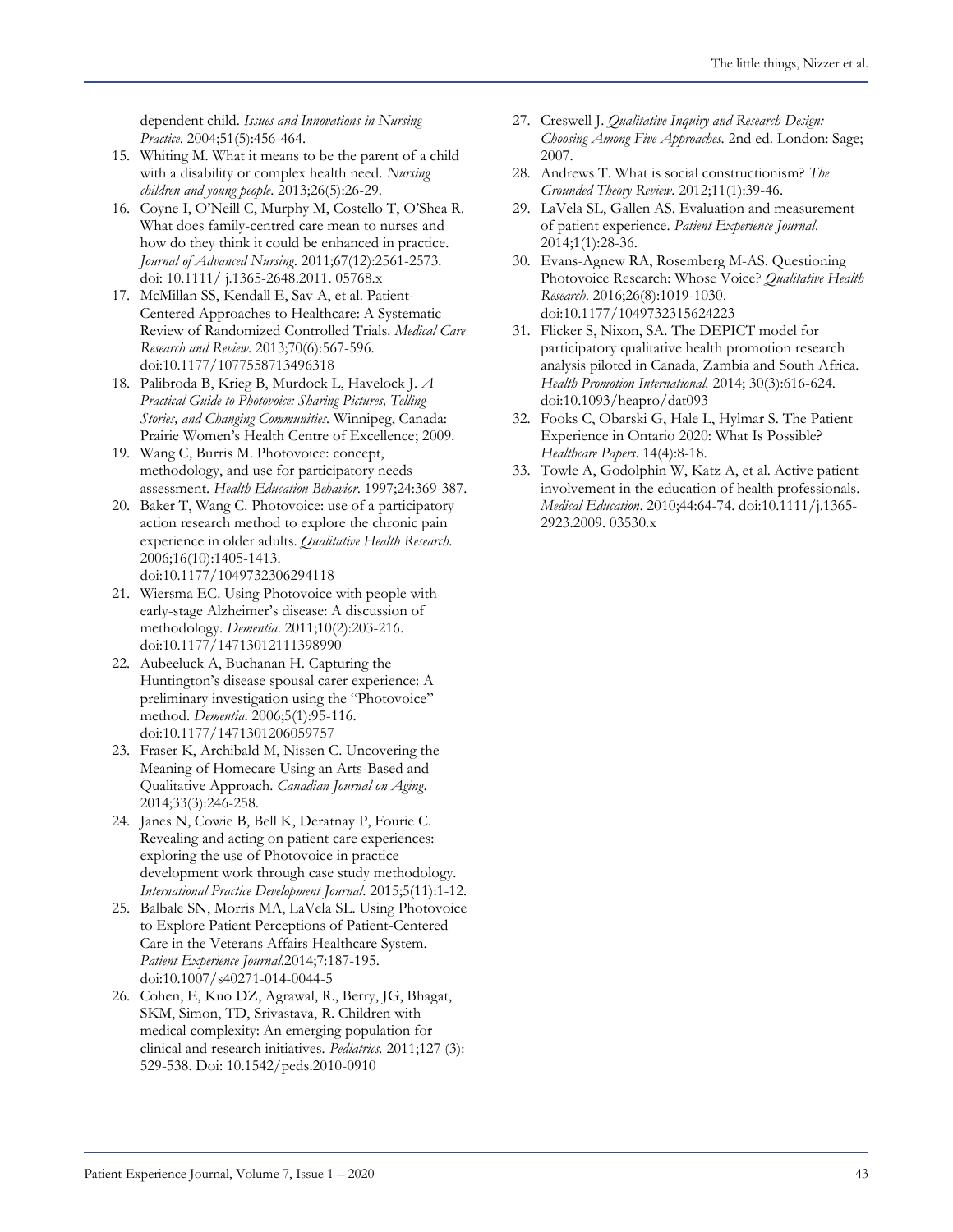dependent child. *Issues and Innovations in Nursing Practice*. 2004;51(5):456-464.

15. Whiting M. What it means to be the parent of a child with a disability or complex health need. *Nursing children and young people*. 2013;26(5):26-29.
16. Coyne I, O'Neill C, Murphy M, Costello T, O'Shea R. What does family-centred care mean to nurses and how do they think it could be enhanced in practice. *Journal of Advanced Nursing*. 2011;67(12):2561-2573. doi: 10.1111/ j.1365-2648.2011. 05768.x
17. McMillan SS, Kendall E, Sav A, et al. Patient-Centered Approaches to Healthcare: A Systematic Review of Randomized Controlled Trials. *Medical Care Research and Review*. 2013;70(6):567-596. doi:10.1177/1077558713496318
18. Palibroda B, Krieg B, Murdock L, Havelock J. *A Practical Guide to Photovoice: Sharing Pictures, Telling Stories, and Changing Communities.* Winnipeg, Canada: Prairie Women's Health Centre of Excellence; 2009.
19. Wang C, Burris M. Photovoice: concept, methodology, and use for participatory needs assessment. *Health Education Behavior*. 1997;24:369-387.
20. Baker T, Wang C. Photovoice: use of a participatory action research method to explore the chronic pain experience in older adults. *Qualitative Health Research*. 2006;16(10):1405-1413. doi:10.1177/1049732306294118
21. Wiersma EC. Using Photovoice with people with early-stage Alzheimer's disease: A discussion of methodology. *Dementia*. 2011;10(2):203-216. doi:10.1177/14713012111398990
22. Aubeeluck A, Buchanan H. Capturing the Huntington's disease spousal carer experience: A preliminary investigation using the "Photovoice" method. *Dementia*. 2006;5(1):95-116. doi:10.1177/1471301206059757
23. Fraser K, Archibald M, Nissen C. Uncovering the Meaning of Homecare Using an Arts-Based and Qualitative Approach. *Canadian Journal on Aging*. 2014;33(3):246-258.
24. Janes N, Cowie B, Bell K, Deratnay P, Fourie C. Revealing and acting on patient care experiences: exploring the use of Photovoice in practice development work through case study methodology. *International Practice Development Journal*. 2015;5(11):1-12.
25. Balbale SN, Morris MA, LaVela SL. Using Photovoice to Explore Patient Perceptions of Patient-Centered Care in the Veterans Affairs Healthcare System. *Patient Experience Journal*.2014;7:187-195. doi:10.1007/s40271-014-0044-5
26. Cohen, E, Kuo DZ, Agrawal, R., Berry, JG, Bhagat, SKM, Simon, TD, Srivastava, R. Children with medical complexity: An emerging population for clinical and research initiatives. *Pediatrics*. 2011;127 (3): 529-538. Doi: 10.1542/peds.2010-0910
27. Creswell J. *Qualitative Inquiry and Research Design: Choosing Among Five Approaches*. 2nd ed. London: Sage; 2007.
28. Andrews T. What is social constructionism? *The Grounded Theory Review*. 2012;11(1):39-46.
29. LaVela SL, Gallen AS. Evaluation and measurement of patient experience. *Patient Experience Journal*. 2014;1(1):28-36.
30. Evans-Agnew RA, Rosemberg M-AS. Questioning Photovoice Research: Whose Voice? *Qualitative Health Research*. 2016;26(8):1019-1030. doi:10.1177/1049732315624223
31. Flicker S, Nixon, SA. The DEPICT model for participatory qualitative health promotion research analysis piloted in Canada, Zambia and South Africa. *Health Promotion International.* 2014; 30(3):616-624. doi:10.1093/heapro/dat093
32. Fooks C, Obarski G, Hale L, Hylmar S. The Patient Experience in Ontario 2020: What Is Possible? *Healthcare Papers*. 14(4):8-18.
33. Towle A, Godolphin W, Katz A, et al. Active patient involvement in the education of health professionals. *Medical Education*. 2010;44:64-74. doi:10.1111/j.1365-2923.2009. 03530.x